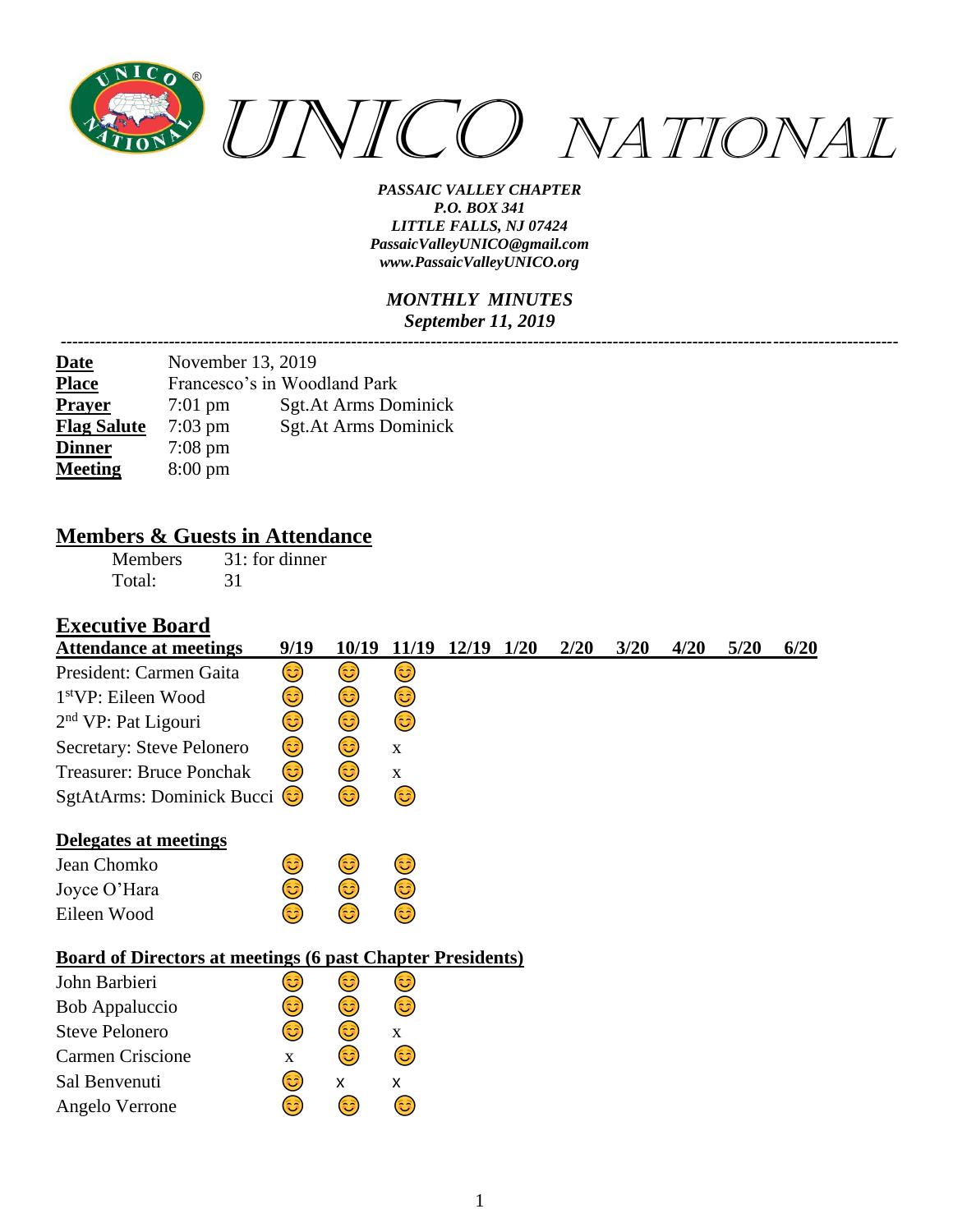# UNICO NATIONAL

***PASSAIC VALLEY CHAPTER***
***P.O. BOX 341***
***LITTLE FALLS, NJ 07424***
***PassaicValleyUNICO@gmail.com***
***www.PassaicValleyUNICO.org***

***MONTHLY MINUTES***
***September 11, 2019***

---

| | | |
|---|---|---|
| **Date** | November 13, 2019 | |
| **Place** | Francesco's in Woodland Park | |
| **Prayer** | 7:01 pm | Sgt.At Arms Dominick |
| **Flag Salute** | 7:03 pm | Sgt.At Arms Dominick |
| **Dinner** | 7:08 pm | |
| **Meeting** | 8:00 pm | |

## Members & Guests in Attendance

| | |
|---|---|
| Members | 31: for dinner |
| Total: | 31 |

## Executive Board

| Attendance at meetings | 9/19 | 10/19 | 11/19 | 12/19 | 1/20 | 2/20 | 3/20 | 4/20 | 5/20 | 6/20 |
|---|---|---|---|---|---|---|---|---|---|---|
| President: Carmen Gaita | 😊 | 😊 | 😊 | | | | | | | |
| 1st VP: Eileen Wood | 😊 | 😊 | 😊 | | | | | | | |
| 2nd VP: Pat Ligouri | 😊 | 😊 | 😊 | | | | | | | |
| Secretary: Steve Pelonero | 😊 | 😊 | x | | | | | | | |
| Treasurer: Bruce Ponchak | 😊 | 😊 | x | | | | | | | |
| SgtAtArms: Dominick Bucci | 😊 | 😊 | 😊 | | | | | | | |

**Delegates at meetings**

| | 9/19 | 10/19 | 11/19 |
|---|---|---|---|
| Jean Chomko | 😊 | 😊 | 😊 |
| Joyce O'Hara | 😊 | 😊 | 😊 |
| Eileen Wood | 😊 | 😊 | 😊 |

**Board of Directors at meetings (6 past Chapter Presidents)**

| | 9/19 | 10/19 | 11/19 |
|---|---|---|---|
| John Barbieri | 😊 | 😊 | 😊 |
| Bob Appaluccio | 😊 | 😊 | 😊 |
| Steve Pelonero | 😊 | 😊 | x |
| Carmen Criscione | x | 😊 | 😊 |
| Sal Benvenuti | 😊 | x | x |
| Angelo Verrone | 😊 | 😊 | 😊 |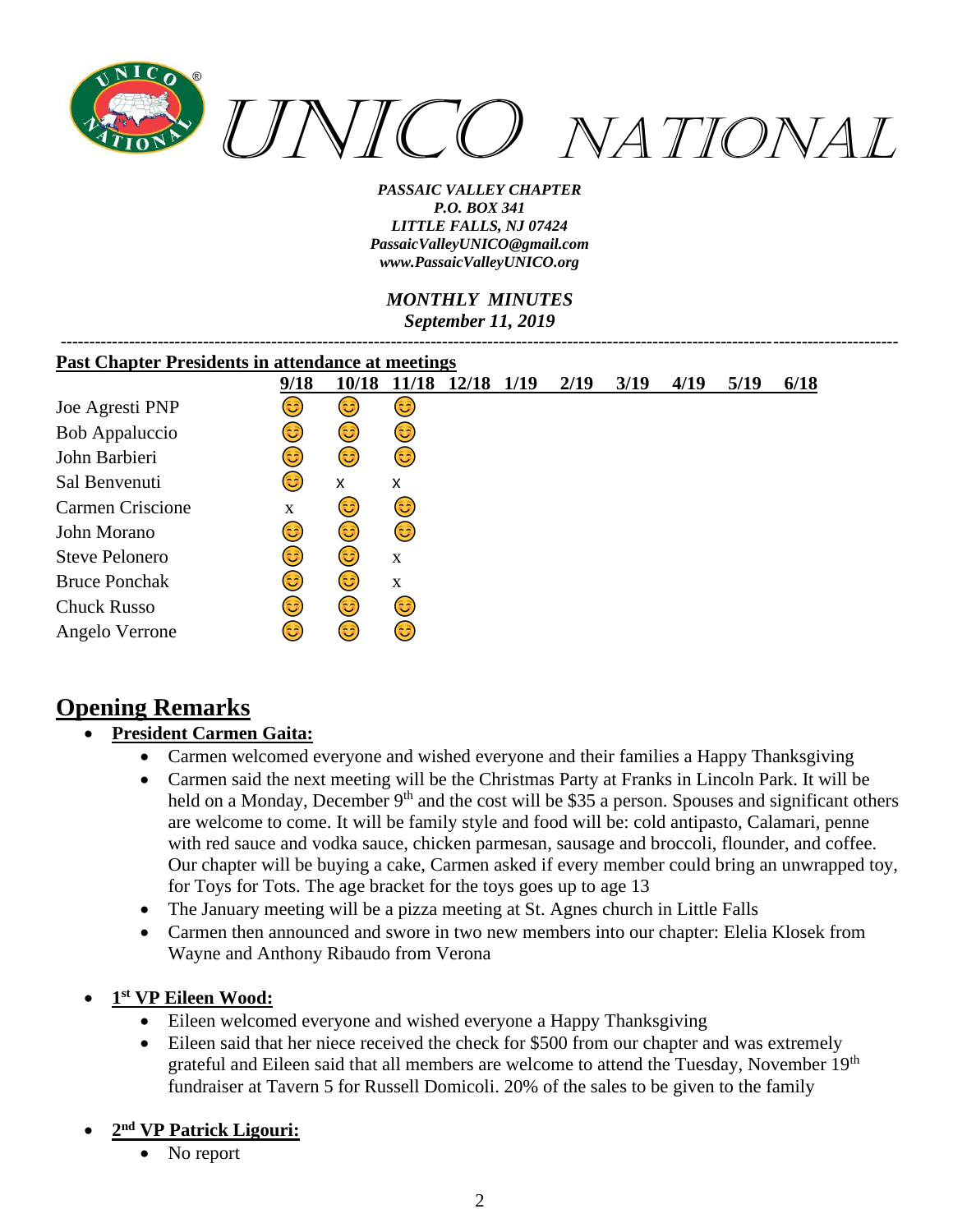# UNICO NATIONAL

*PASSAIC VALLEY CHAPTER*
*P.O. BOX 341*
*LITTLE FALLS, NJ 07424*
*PassaicValleyUNICO@gmail.com*
*www.PassaicValleyUNICO.org*

*MONTHLY MINUTES*
*September 11, 2019*

---

**Past Chapter Presidents in attendance at meetings**

| | 9/18 | 10/18 | 11/18 | 12/18 | 1/19 | 2/19 | 3/19 | 4/19 | 5/19 | 6/18 |
|---|---|---|---|---|---|---|---|---|---|---|
| Joe Agresti PNP | 😊 | 😊 | 😊 | | | | | | | |
| Bob Appaluccio | 😊 | 😊 | 😊 | | | | | | | |
| John Barbieri | 😊 | 😊 | 😊 | | | | | | | |
| Sal Benvenuti | 😊 | x | x | | | | | | | |
| Carmen Criscione | x | 😊 | 😊 | | | | | | | |
| John Morano | 😊 | 😊 | 😊 | | | | | | | |
| Steve Pelonero | 😊 | 😊 | x | | | | | | | |
| Bruce Ponchak | 😊 | 😊 | x | | | | | | | |
| Chuck Russo | 😊 | 😊 | 😊 | | | | | | | |
| Angelo Verrone | 😊 | 😊 | 😊 | | | | | | | |

## Opening Remarks

- **President Carmen Gaita:**
  - Carmen welcomed everyone and wished everyone and their families a Happy Thanksgiving
  - Carmen said the next meeting will be the Christmas Party at Franks in Lincoln Park. It will be held on a Monday, December 9th and the cost will be $35 a person. Spouses and significant others are welcome to come. It will be family style and food will be: cold antipasto, Calamari, penne with red sauce and vodka sauce, chicken parmesan, sausage and broccoli, flounder, and coffee. Our chapter will be buying a cake, Carmen asked if every member could bring an unwrapped toy, for Toys for Tots. The age bracket for the toys goes up to age 13
  - The January meeting will be a pizza meeting at St. Agnes church in Little Falls
  - Carmen then announced and swore in two new members into our chapter: Elelia Klosek from Wayne and Anthony Ribaudo from Verona

- **1st VP Eileen Wood:**
  - Eileen welcomed everyone and wished everyone a Happy Thanksgiving
  - Eileen said that her niece received the check for $500 from our chapter and was extremely grateful and Eileen said that all members are welcome to attend the Tuesday, November 19th fundraiser at Tavern 5 for Russell Domicoli. 20% of the sales to be given to the family

- **2nd VP Patrick Ligouri:**
  - No report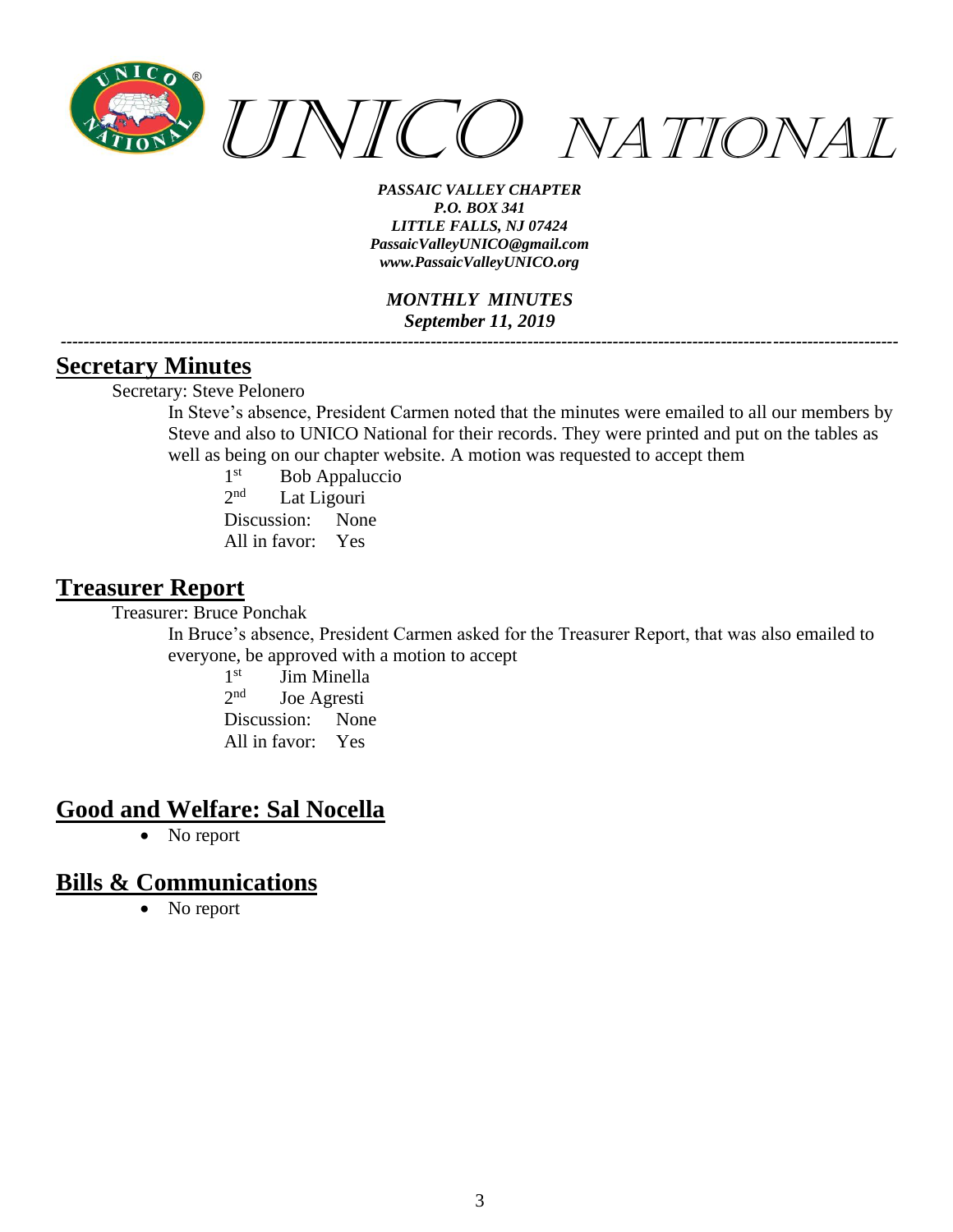# UNICO NATIONAL

***PASSAIC VALLEY CHAPTER***
***P.O. BOX 341***
***LITTLE FALLS, NJ 07424***
***PassaicValleyUNICO@gmail.com***
***www.PassaicValleyUNICO.org***

***MONTHLY MINUTES***
***September 11, 2019***

---

## Secretary Minutes

Secretary: Steve Pelonero

In Steve's absence, President Carmen noted that the minutes were emailed to all our members by Steve and also to UNICO National for their records. They were printed and put on the tables as well as being on our chapter website. A motion was requested to accept them

1st Bob Appaluccio
2nd Lat Ligouri
Discussion: None
All in favor: Yes

## Treasurer Report

Treasurer: Bruce Ponchak

In Bruce's absence, President Carmen asked for the Treasurer Report, that was also emailed to everyone, be approved with a motion to accept

1st Jim Minella
2nd Joe Agresti
Discussion: None
All in favor: Yes

## Good and Welfare: Sal Nocella

- No report

## Bills & Communications

- No report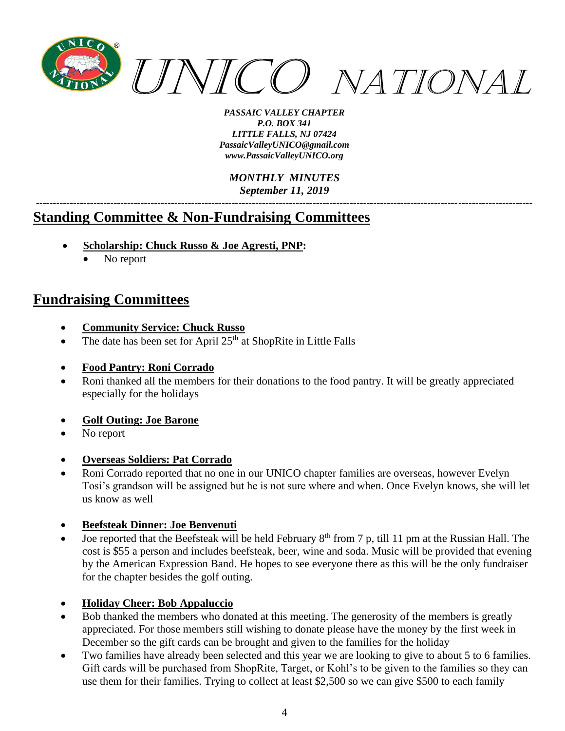# UNICO NATIONAL

*PASSAIC VALLEY CHAPTER*
*P.O. BOX 341*
*LITTLE FALLS, NJ 07424*
*PassaicValleyUNICO@gmail.com*
*www.PassaicValleyUNICO.org*

*MONTHLY MINUTES*
*September 11, 2019*

---

## Standing Committee & Non-Fundraising Committees

- **Scholarship: Chuck Russo & Joe Agresti, PNP:**
  - No report

## Fundraising Committees

- **Community Service: Chuck Russo**
- The date has been set for April 25th at ShopRite in Little Falls

- **Food Pantry: Roni Corrado**
- Roni thanked all the members for their donations to the food pantry. It will be greatly appreciated especially for the holidays

- **Golf Outing: Joe Barone**
- No report

- **Overseas Soldiers: Pat Corrado**
- Roni Corrado reported that no one in our UNICO chapter families are overseas, however Evelyn Tosi's grandson will be assigned but he is not sure where and when. Once Evelyn knows, she will let us know as well

- **Beefsteak Dinner: Joe Benvenuti**
- Joe reported that the Beefsteak will be held February 8th from 7 p, till 11 pm at the Russian Hall. The cost is $55 a person and includes beefsteak, beer, wine and soda. Music will be provided that evening by the American Expression Band. He hopes to see everyone there as this will be the only fundraiser for the chapter besides the golf outing.

- **Holiday Cheer: Bob Appaluccio**
- Bob thanked the members who donated at this meeting. The generosity of the members is greatly appreciated. For those members still wishing to donate please have the money by the first week in December so the gift cards can be brought and given to the families for the holiday
- Two families have already been selected and this year we are looking to give to about 5 to 6 families. Gift cards will be purchased from ShopRite, Target, or Kohl's to be given to the families so they can use them for their families. Trying to collect at least $2,500 so we can give $500 to each family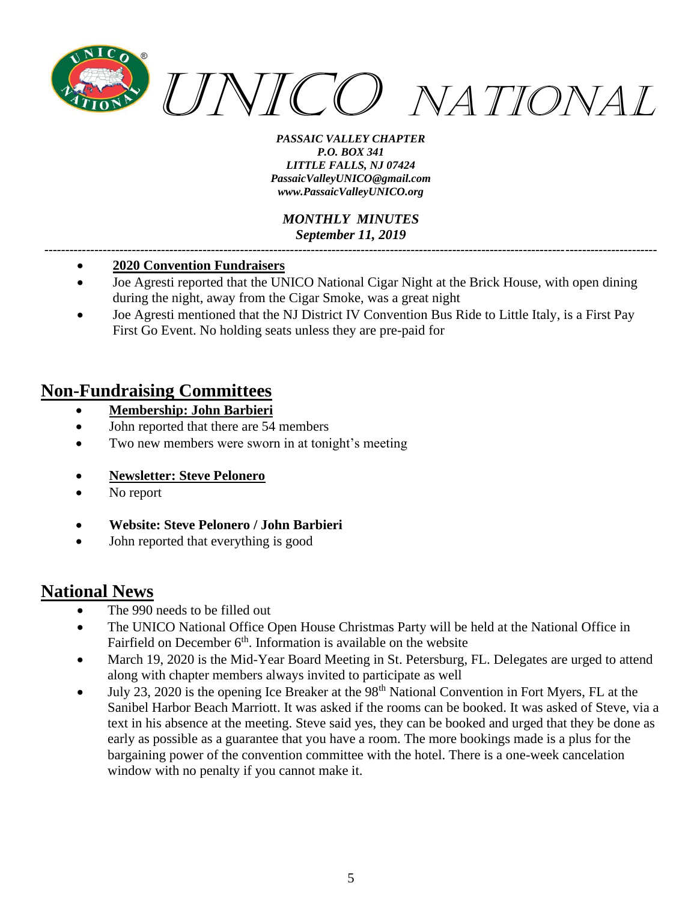- **2020 Convention Fundraisers**
- Joe Agresti reported that the UNICO National Cigar Night at the Brick House, with open dining during the night, away from the Cigar Smoke, was a great night
- Joe Agresti mentioned that the NJ District IV Convention Bus Ride to Little Italy, is a First Pay First Go Event. No holding seats unless they are pre-paid for

## Non-Fundraising Committees

- **Membership: John Barbieri**
- John reported that there are 54 members
- Two new members were sworn in at tonight's meeting

- **Newsletter: Steve Pelonero**
- No report

- **Website: Steve Pelonero / John Barbieri**
- John reported that everything is good

## National News

- The 990 needs to be filled out
- The UNICO National Office Open House Christmas Party will be held at the National Office in Fairfield on December 6th. Information is available on the website
- March 19, 2020 is the Mid-Year Board Meeting in St. Petersburg, FL. Delegates are urged to attend along with chapter members always invited to participate as well
- July 23, 2020 is the opening Ice Breaker at the 98th National Convention in Fort Myers, FL at the Sanibel Harbor Beach Marriott. It was asked if the rooms can be booked. It was asked of Steve, via a text in his absence at the meeting. Steve said yes, they can be booked and urged that they be done as early as possible as a guarantee that you have a room. The more bookings made is a plus for the bargaining power of the convention committee with the hotel. There is a one-week cancelation window with no penalty if you cannot make it.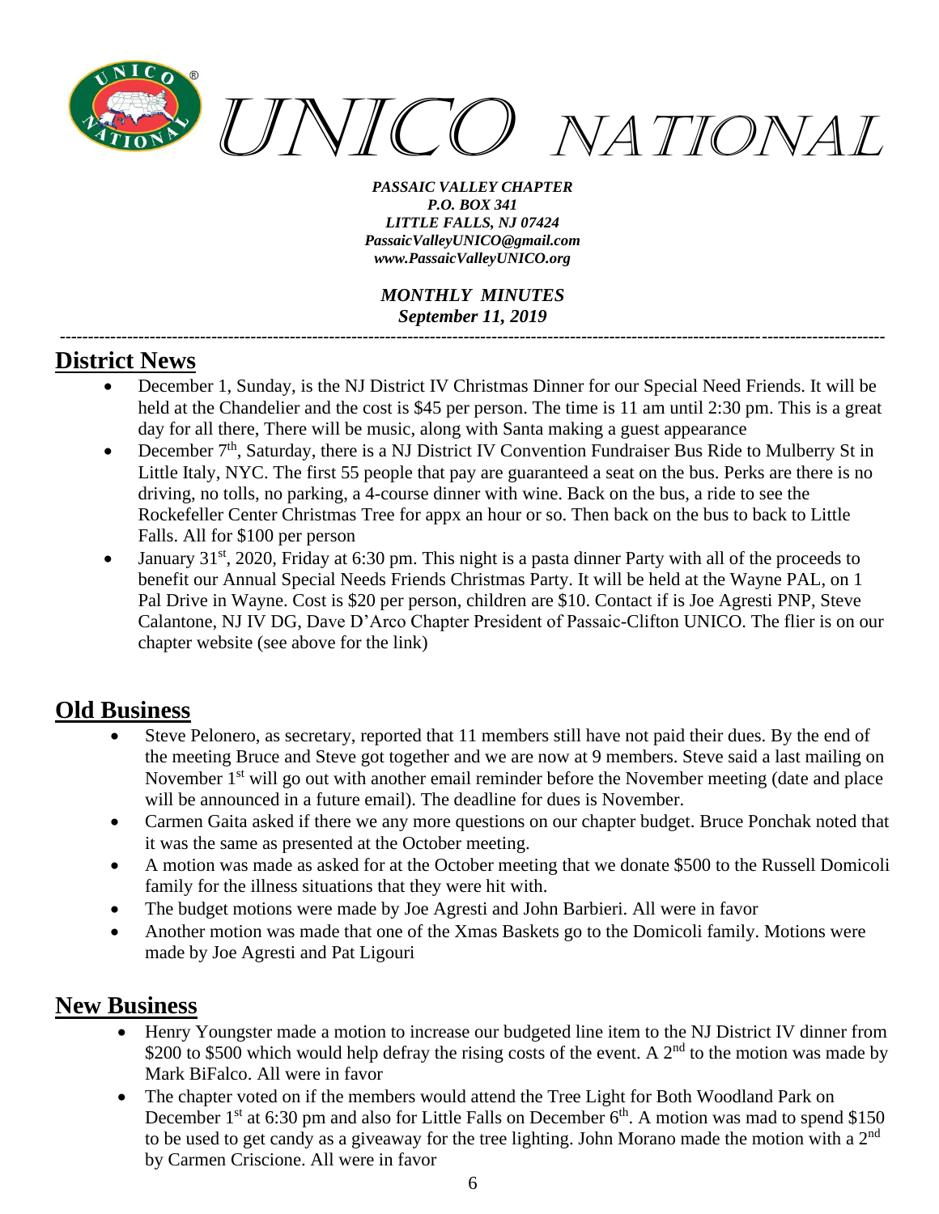UNICO NATIONAL

*PASSAIC VALLEY CHAPTER*
*P.O. BOX 341*
*LITTLE FALLS, NJ 07424*
*PassaicValleyUNICO@gmail.com*
*www.PassaicValleyUNICO.org*

*MONTHLY MINUTES*
*September 11, 2019*

---

## District News

- December 1, Sunday, is the NJ District IV Christmas Dinner for our Special Need Friends. It will be held at the Chandelier and the cost is $45 per person. The time is 11 am until 2:30 pm. This is a great day for all there, There will be music, along with Santa making a guest appearance
- December 7th, Saturday, there is a NJ District IV Convention Fundraiser Bus Ride to Mulberry St in Little Italy, NYC. The first 55 people that pay are guaranteed a seat on the bus. Perks are there is no driving, no tolls, no parking, a 4-course dinner with wine. Back on the bus, a ride to see the Rockefeller Center Christmas Tree for appx an hour or so. Then back on the bus to back to Little Falls. All for $100 per person
- January 31st, 2020, Friday at 6:30 pm. This night is a pasta dinner Party with all of the proceeds to benefit our Annual Special Needs Friends Christmas Party. It will be held at the Wayne PAL, on 1 Pal Drive in Wayne. Cost is $20 per person, children are $10. Contact if is Joe Agresti PNP, Steve Calantone, NJ IV DG, Dave D'Arco Chapter President of Passaic-Clifton UNICO. The flier is on our chapter website (see above for the link)

## Old Business

- Steve Pelonero, as secretary, reported that 11 members still have not paid their dues. By the end of the meeting Bruce and Steve got together and we are now at 9 members. Steve said a last mailing on November 1st will go out with another email reminder before the November meeting (date and place will be announced in a future email). The deadline for dues is November.
- Carmen Gaita asked if there we any more questions on our chapter budget. Bruce Ponchak noted that it was the same as presented at the October meeting.
- A motion was made as asked for at the October meeting that we donate $500 to the Russell Domicoli family for the illness situations that they were hit with.
- The budget motions were made by Joe Agresti and John Barbieri. All were in favor
- Another motion was made that one of the Xmas Baskets go to the Domicoli family. Motions were made by Joe Agresti and Pat Ligouri

## New Business

- Henry Youngster made a motion to increase our budgeted line item to the NJ District IV dinner from $200 to $500 which would help defray the rising costs of the event. A 2nd to the motion was made by Mark BiFalco. All were in favor
- The chapter voted on if the members would attend the Tree Light for Both Woodland Park on December 1st at 6:30 pm and also for Little Falls on December 6th. A motion was mad to spend $150 to be used to get candy as a giveaway for the tree lighting. John Morano made the motion with a 2nd by Carmen Criscione. All were in favor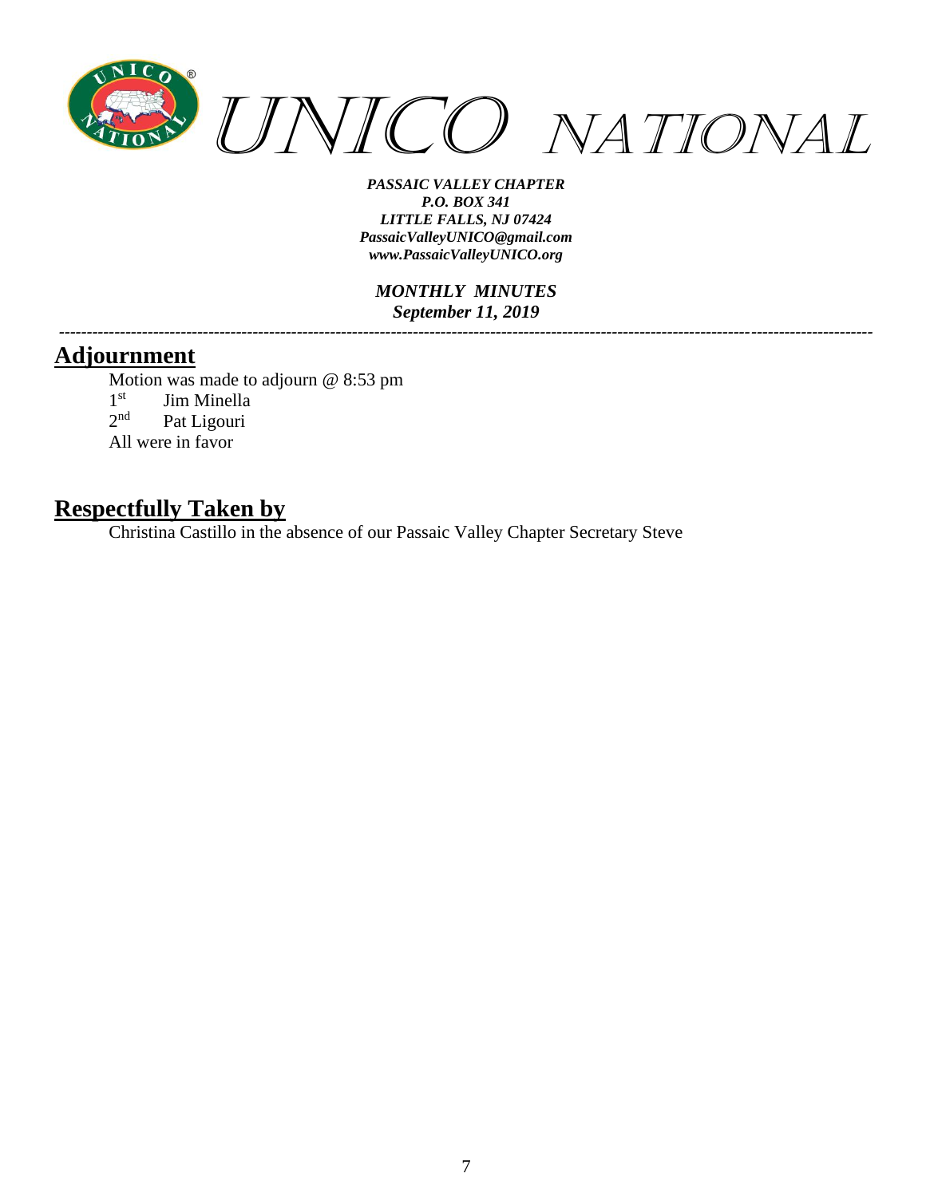## Adjournment

Motion was made to adjourn @ 8:53 pm

1st Jim Minella

2nd Pat Ligouri

All were in favor

## Respectfully Taken by

Christina Castillo in the absence of our Passaic Valley Chapter Secretary Steve